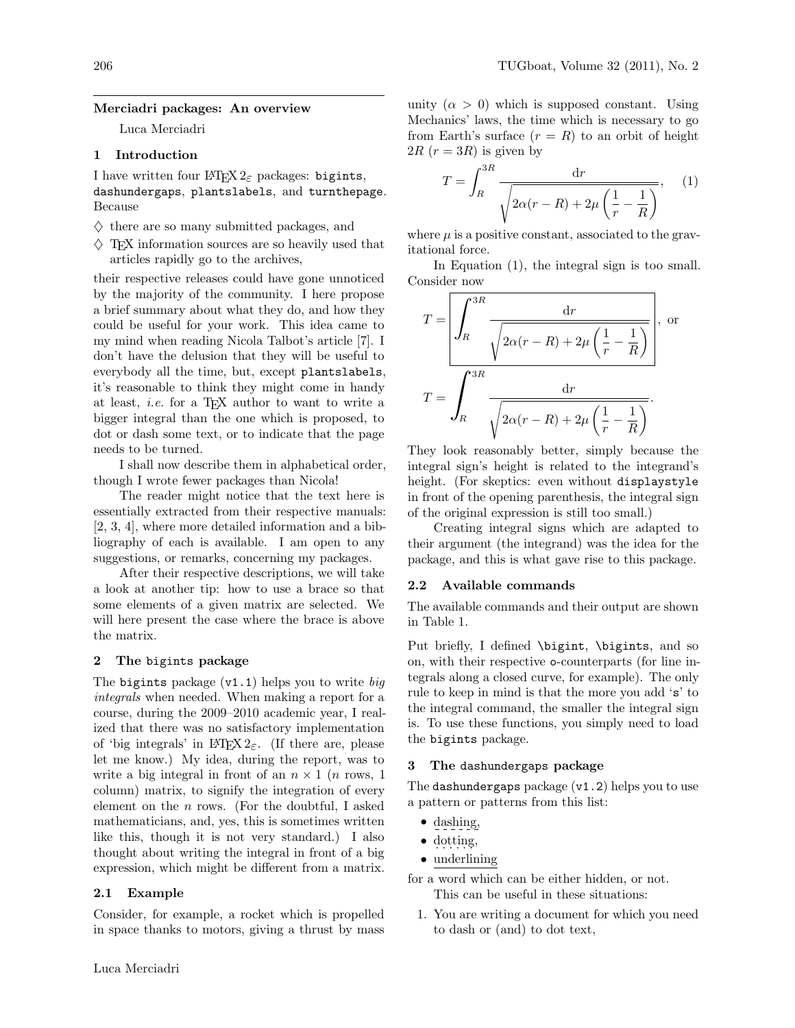## Merciadri packages: An overview

Luca Merciadri

### 1 Introduction

I have written four LaTeX $2_\varepsilon$ packages: `bigints`, `dashundergaps`, `plantslabels`, and `turnthepage`. Because

- ♢ there are so many submitted packages, and
- ♢ TeX information sources are so heavily used that articles rapidly go to the archives,

their respective releases could have gone unnoticed by the majority of the community. I here propose a brief summary about what they do, and how they could be useful for your work. This idea came to my mind when reading Nicola Talbot's article [7]. I don't have the delusion that they will be useful to everybody all the time, but, except `plantslabels`, it's reasonable to think they might come in handy at least, *i.e.* for a TeX author to want to write a bigger integral than the one which is proposed, to dot or dash some text, or to indicate that the page needs to be turned.

I shall now describe them in alphabetical order, though I wrote fewer packages than Nicola!

The reader might notice that the text here is essentially extracted from their respective manuals: [2, 3, 4], where more detailed information and a bibliography of each is available. I am open to any suggestions, or remarks, concerning my packages.

After their respective descriptions, we will take a look at another tip: how to use a brace so that some elements of a given matrix are selected. We will here present the case where the brace is above the matrix.

### 2 The `bigints` package

The `bigints` package (`v1.1`) helps you to write *big integrals* when needed. When making a report for a course, during the 2009–2010 academic year, I realized that there was no satisfactory implementation of 'big integrals' in LaTeX $2_\varepsilon$. (If there are, please let me know.) My idea, during the report, was to write a big integral in front of an $n \times 1$ ($n$ rows, 1 column) matrix, to signify the integration of every element on the $n$ rows. (For the doubtful, I asked mathematicians, and, yes, this is sometimes written like this, though it is not very standard.) I also thought about writing the integral in front of a big expression, which might be different from a matrix.

#### 2.1 Example

Consider, for example, a rocket which is propelled in space thanks to motors, giving a thrust by mass unity ($\alpha > 0$) which is supposed constant. Using Mechanics' laws, the time which is necessary to go from Earth's surface ($r = R$) to an orbit of height $2R$ ($r = 3R$) is given by

$$T = \int_R^{3R} \frac{\mathrm{d}r}{\sqrt{2\alpha(r-R) + 2\mu\left(\dfrac{1}{r} - \dfrac{1}{R}\right)}}, \quad (1)$$

where $\mu$ is a positive constant, associated to the gravitational force.

In Equation (1), the integral sign is too small. Consider now

$$T = \boxed{\displaystyle\int_R^{3R} \frac{\mathrm{d}r}{\sqrt{2\alpha(r-R) + 2\mu\left(\dfrac{1}{r} - \dfrac{1}{R}\right)}}}, \text{ or}$$

$$T = \int_R^{3R} \frac{\mathrm{d}r}{\sqrt{2\alpha(r-R) + 2\mu\left(\dfrac{1}{r} - \dfrac{1}{R}\right)}}.$$

They look reasonably better, simply because the integral sign's height is related to the integrand's height. (For skeptics: even without `displaystyle` in front of the opening parenthesis, the integral sign of the original expression is still too small.)

Creating integral signs which are adapted to their argument (the integrand) was the idea for the package, and this is what gave rise to this package.

#### 2.2 Available commands

The available commands and their output are shown in Table 1.

Put briefly, I defined `\bigint`, `\bigints`, and so on, with their respective `o`-counterparts (for line integrals along a closed curve, for example). The only rule to keep in mind is that the more you add '`s`' to the integral command, the smaller the integral sign is. To use these functions, you simply need to load the `bigints` package.

### 3 The `dashundergaps` package

The `dashundergaps` package (`v1.2`) helps you to use a pattern or patterns from this list:

- dashing,
- dotting,
- underlining

for a word which can be either hidden, or not.

This can be useful in these situations:

1. You are writing a document for which you need to dash or (and) to dot text,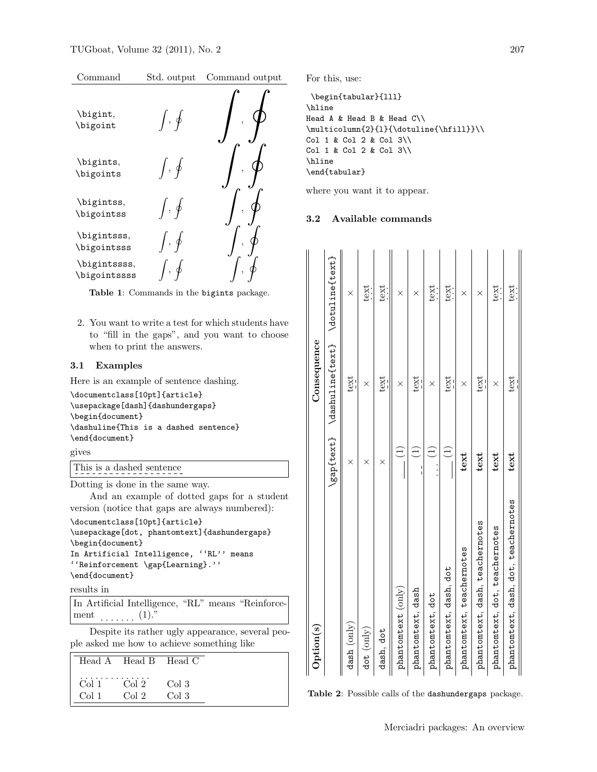| Command | Std. output | Command output |
|---|---|---|
| \bigint, \bigoint | $\int$, $\oint$ | $\int$, $\oint$ |
| \bigints, \bigoints | $\int$, $\oint$ | $\int$, $\oint$ |
| \bigintss, \bigointss | $\int$, $\oint$ | $\int$, $\oint$ |
| \bigintsss, \bigointsss | $\int$, $\oint$ | $\int$, $\oint$ |
| \bigintssss, \bigointssss | $\int$, $\oint$ | $\int$, $\oint$ |

**Table 1**: Commands in the `bigints` package.

2. You want to write a test for which students have to "fill in the gaps", and you want to choose when to print the answers.

### 3.1 Examples

Here is an example of sentence dashing.

```
\documentclass[10pt]{article}
\usepackage[dash]{dashundergaps}
\begin{document}
\dashuline{This is a dashed sentence}
\end{document}
```

gives

This is a dashed sentence

Dotting is done in the same way.

And an example of dotted gaps for a student version (notice that gaps are always numbered):

```
\documentclass[10pt]{article}
\usepackage[dot, phantomtext]{dashundergaps}
\begin{document}
In Artificial Intelligence, ''RL'' means
''Reinforcement \gap{Learning}.''
\end{document}
```

results in

In Artificial Intelligence, "RL" means "Reinforcement ....... (1)."

Despite its rather ugly appearance, several people asked me how to achieve something like

| Head A | Head B | Head C |
|---|---|---|
| Col 1 | Col 2 | Col 3 |
| Col 1 | Col 2 | Col 3 |

For this, use:

```
\begin{tabular}{lll}
\hline
Head A & Head B & Head C\\
\multicolumn{2}{l}{\dotuline{\hfill}}\\
Col 1 & Col 2 & Col 3\\
Col 1 & Col 2 & Col 3\\
\hline
\end{tabular}
```

where you want it to appear.

### 3.2 Available commands

| Option(s) | Consequence | | |
|---|---|---|---|
| | \gap{text} | \dashuline{text} | \dotuline{text} |
| dash (only) | × | text (dashed) | × |
| dot (only) | × | × | text (dotted) |
| dash, dot | × | text (dashed) | text (dotted) |
| phantomtext (only) | ____ (1) | × | × |
| phantomtext, dash | - - (1) | text (dashed) | × |
| phantomtext, dot | . . . (1) | × | text (dotted) |
| phantomtext, dash, dot | ____ (1) | text (dashed) | text (dotted) |
| phantomtext, teachernotes | **text** | × | × |
| phantomtext, dash, teachernotes | **text** | text (dashed) | × |
| phantomtext, dot, teachernotes | **text** | × | text (dotted) |
| phantomtext, dash, dot, teachernotes | **text** | text (dashed) | text (dotted) |

**Table 2**: Possible calls of the `dashundergaps` package.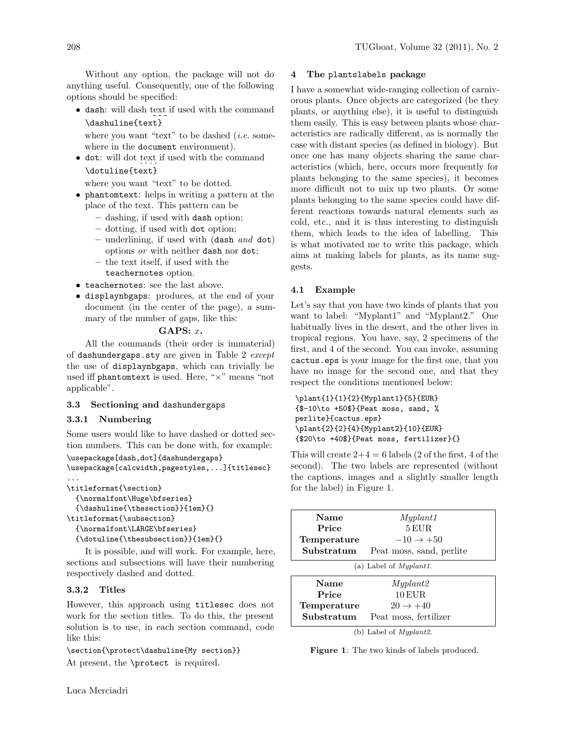Without any option, the package will not do anything useful. Consequently, one of the following options should be specified:

- `dash`: will dash text if used with the command `\dashuline{text}` where you want "text" to be dashed (*i.e.* somewhere in the `document` environment).
- `dot`: will dot text if used with the command `\dotuline{text}` where you want "text" to be dotted.
- `phantomtext`: helps in writing a pattern at the place of the text. This pattern can be
  - dashing, if used with `dash` option;
  - dotting, if used with `dot` option;
  - underlining, if used with (`dash` *and* `dot`) options *or* with neither `dash` nor `dot`;
  - the text itself, if used with the `teachernotes` option.
- `teachernotes`: see the last above.
- `displaynbgaps`: produces, at the end of your document (in the center of the page), a summary of the number of gaps, like this:

**GAPS:** $x$**.**

All the commands (their order is immaterial) of `dashundergaps.sty` are given in Table 2 *except* the use of `displaynbgaps`, which can trivially be used iff `phantomtext` is used. Here, "×" means "not applicable".

### 3.3 Sectioning and `dashundergaps`

#### 3.3.1 Numbering

Some users would like to have dashed or dotted section numbers. This can be done with, for example:

```
\usepackage[dash,dot]{dashundergaps}
\usepackage[calcwidth,pagestyles,...]{titlesec}
...
\titleformat{\section}
  {\normalfont\Huge\bfseries}
  {\dashuline{\thesection}}{1em}{}
\titleformat{\subsection}
  {\normalfont\LARGE\bfseries}
  {\dotuline{\thesubsection}}{1em}{}
```

It is possible, and will work. For example, here, sections and subsections will have their numbering respectively dashed and dotted.

#### 3.3.2 Titles

However, this approach using `titlesec` does not work for the section titles. To do this, the present solution is to use, in each section command, code like this:

```
\section{\protect\dashuline{My section}}
```

At present, the `\protect` is required.

## 4 The `plantslabels` package

I have a somewhat wide-ranging collection of carnivorous plants. Once objects are categorized (be they plants, or anything else), it is useful to distinguish them easily. This is easy between plants whose characteristics are radically different, as is normally the case with distant species (as defined in biology). But once one has many objects sharing the same characteristics (which, here, occurs more frequently for plants belonging to the same species), it becomes more difficult not to mix up two plants. Or some plants belonging to the same species could have different reactions towards natural elements such as cold, etc., and it is thus interesting to distinguish them, which leads to the idea of labelling. This is what motivated me to write this package, which aims at making labels for plants, as its name suggests.

### 4.1 Example

Let's say that you have two kinds of plants that you want to label: "Myplant1" and "Myplant2." One habitually lives in the desert, and the other lives in tropical regions. You have, say, 2 specimens of the first, and 4 of the second. You can invoke, assuming `cactus.eps` is your image for the first one, that you have no image for the second one, and that they respect the conditions mentioned below:

```
\plant{1}{1}{2}{Myplant1}{5}{EUR}
{$-10\to +50$}{Peat moss, sand, %
perlite}{cactus.eps}
\plant{2}{2}{4}{Myplant2}{10}{EUR}
{$20\to +40$}{Peat moss, fertilizer}{}
```

This will create $2+4=6$ labels (2 of the first, 4 of the second). The two labels are represented (without the captions, images and a slightly smaller length for the label) in Figure 1.

| | |
|---|---|
| **Name** | *Myplant1* |
| **Price** | 5 EUR |
| **Temperature** | $-10 \to +50$ |
| **Substratum** | Peat moss, sand, perlite |

(a) Label of *Myplant1*.

| | |
|---|---|
| **Name** | *Myplant2* |
| **Price** | 10 EUR |
| **Temperature** | $20 \to +40$ |
| **Substratum** | Peat moss, fertilizer |

(b) Label of *Myplant2*.

**Figure 1**: The two kinds of labels produced.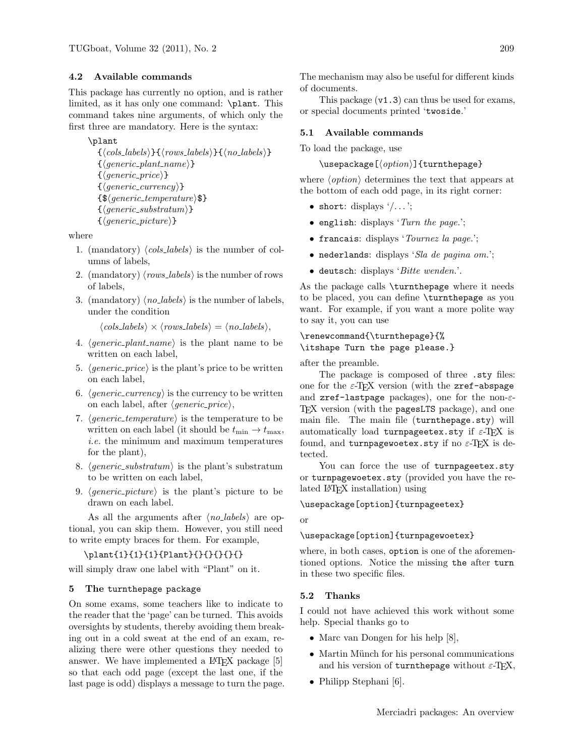### 4.2 Available commands

This package has currently no option, and is rather limited, as it has only one command: `\plant`. This command takes nine arguments, of which only the first three are mandatory. Here is the syntax:

```
\plant
  {⟨cols_labels⟩}{⟨rows_labels⟩}{⟨no_labels⟩}
  {⟨generic_plant_name⟩}
  {⟨generic_price⟩}
  {⟨generic_currency⟩}
  {$⟨generic_temperature⟩$}
  {⟨generic_substratum⟩}
  {⟨generic_picture⟩}
```

where

1. (mandatory) ⟨*cols_labels*⟩ is the number of columns of labels,
2. (mandatory) ⟨*rows_labels*⟩ is the number of rows of labels,
3. (mandatory) ⟨*no_labels*⟩ is the number of labels, under the condition

   ⟨*cols_labels*⟩ × ⟨*rows_labels*⟩ = ⟨*no_labels*⟩,

4. ⟨*generic_plant_name*⟩ is the plant name to be written on each label,
5. ⟨*generic_price*⟩ is the plant's price to be written on each label,
6. ⟨*generic_currency*⟩ is the currency to be written on each label, after ⟨*generic_price*⟩,
7. ⟨*generic_temperature*⟩ is the temperature to be written on each label (it should be $t_{\min} \to t_{\max}$, *i.e.* the minimum and maximum temperatures for the plant),
8. ⟨*generic_substratum*⟩ is the plant's substratum to be written on each label,
9. ⟨*generic_picture*⟩ is the plant's picture to be drawn on each label.

As all the arguments after ⟨*no_labels*⟩ are optional, you can skip them. However, you still need to write empty braces for them. For example,

```
\plant{1}{1}{1}{Plant}{}{}{}{}{}
```

will simply draw one label with "Plant" on it.

## 5 The `turnthepage` package

On some exams, some teachers like to indicate to the reader that the 'page' can be turned. This avoids oversights by students, thereby avoiding them breaking out in a cold sweat at the end of an exam, realizing there were other questions they needed to answer. We have implemented a LaTeX package [5] so that each odd page (except the last one, if the last page is odd) displays a message to turn the page. The mechanism may also be useful for different kinds of documents.

This package (`v1.3`) can thus be used for exams, or special documents printed '`twoside`.'

### 5.1 Available commands

To load the package, use

```
\usepackage[⟨option⟩]{turnthepage}
```

where ⟨*option*⟩ determines the text that appears at the bottom of each odd page, in its right corner:

- `short`: displays '/...';
- `english`: displays '*Turn the page.*';
- `francais`: displays '*Tournez la page.*';
- `nederlands`: displays '*Sla de pagina om.*';
- `deutsch`: displays '*Bitte wenden.*'.

As the package calls `\turnthepage` where it needs to be placed, you can define `\turnthepage` as you want. For example, if you want a more polite way to say it, you can use

```
\renewcommand{\turnthepage}{%
\itshape Turn the page please.}
```

after the preamble.

The package is composed of three `.sty` files: one for the ε-TeX version (with the `zref-abspage` and `zref-lastpage` packages), one for the non-ε-TeX version (with the `pagesLTS` package), and one main file. The main file (`turnthepage.sty`) will automatically load `turnpageetex.sty` if ε-TeX is found, and `turnpagewoetex.sty` if no ε-TeX is detected.

You can force the use of `turnpageetex.sty` or `turnpagewoetex.sty` (provided you have the related LaTeX installation) using

```
\usepackage[option]{turnpageetex}
```

or

```
\usepackage[option]{turnpagewoetex}
```

where, in both cases, `option` is one of the aforementioned options. Notice the missing `the` after `turn` in these two specific files.

### 5.2 Thanks

I could not have achieved this work without some help. Special thanks go to

- Marc van Dongen for his help [8],
- Martin Münch for his personal communications and his version of `turnthepage` without ε-TeX,
- Philipp Stephani [6].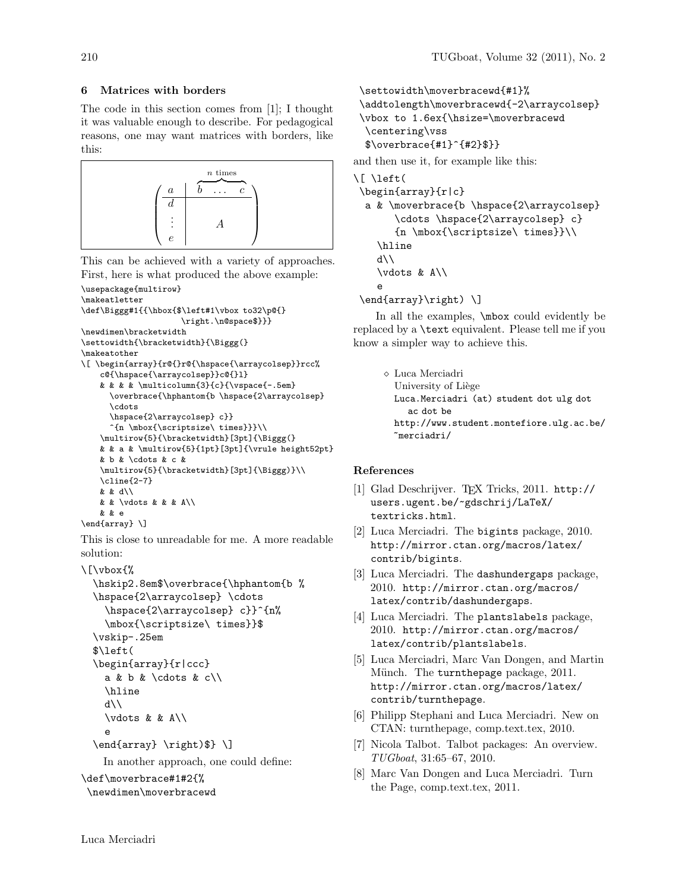## 6 Matrices with borders

The code in this section comes from [1]; I thought it was valuable enough to describe. For pedagogical reasons, one may want matrices with borders, like this:

$$\left(\begin{array}{r|ccc} a & \overbrace{b & \ldots & c}^{n \text{ times}} \\ \hline d & & & \\ \vdots & & A & \\ e & & & \end{array}\right)$$

This can be achieved with a variety of approaches. First, here is what produced the above example:

```
\usepackage{multirow}
\makeatletter
\def\Biggg#1{{\hbox{$\left#1\vbox to32\p@{}
                  \right.\n@space$}}}
\newdimen\bracketwidth
\settowidth{\bracketwidth}{\Biggg(}
\makeatother
\[ \begin{array}{r@{}r@{\hspace{\arraycolsep}}rcc%
    c@{\hspace{\arraycolsep}}c@{}l}
    & & & & \multicolumn{3}{c}{\vspace{-.5em}
      \overbrace{\hphantom{b \hspace{2\arraycolsep}
      \cdots
      \hspace{2\arraycolsep} c}}
      ^{n \mbox{\scriptsize\ times}}}\\
    \multirow{5}{\bracketwidth}[3pt]{\Biggg(}
    & & a & \multirow{5}{1pt}[3pt]{\vrule height52pt}
    & b & \cdots & c &
    \multirow{5}{\bracketwidth}[3pt]{\Biggg)}\\
    \cline{2-7}
    & & d\\
    & & \vdots & & & A\\
    & & e
\end{array} \]
```

This is close to unreadable for me. A more readable solution:

```
\[\vbox{%
  \hskip2.8em$\overbrace{\hphantom{b %
  \hspace{2\arraycolsep} \cdots
    \hspace{2\arraycolsep} c}}^{n%
    \mbox{\scriptsize\ times}}$
  \vskip-.25em
  $\left(
  \begin{array}{r|ccc}
    a & b & \cdots & c\\
    \hline
    d\\
    \vdots & & A\\
    e
  \end{array} \right)$} \]
```

In another approach, one could define:

```
\def\moverbrace#1#2{%
 \newdimen\moverbracewd
 \settowidth\moverbracewd{#1}%
 \addtolength\moverbracewd{-2\arraycolsep}
 \vbox to 1.6ex{\hsize=\moverbracewd
  \centering\vss
  $\overbrace{#1}^{#2}$}}
```

and then use it, for example like this:

```
\[ \left(
 \begin{array}{r|c}
  a & \moverbrace{b \hspace{2\arraycolsep}
       \cdots \hspace{2\arraycolsep} c}
       {n \mbox{\scriptsize\ times}}\\
    \hline
    d\\
    \vdots & A\\
    e
 \end{array}\right) \]
```

In all the examples, `\mbox` could evidently be replaced by a `\text` equivalent. Please tell me if you know a simpler way to achieve this.

> ◇ Luca Merciadri
> University of Liège
> Luca.Merciadri (at) student dot ulg dot ac dot be
> http://www.student.montefiore.ulg.ac.be/~merciadri/

## References

[1] Glad Deschrijver. TEX Tricks, 2011. http://users.ugent.be/~gdschrij/LaTeX/textricks.html.

[2] Luca Merciadri. The bigints package, 2010. http://mirror.ctan.org/macros/latex/contrib/bigints.

[3] Luca Merciadri. The dashundergaps package, 2010. http://mirror.ctan.org/macros/latex/contrib/dashundergaps.

[4] Luca Merciadri. The plantslabels package, 2010. http://mirror.ctan.org/macros/latex/contrib/plantslabels.

[5] Luca Merciadri, Marc Van Dongen, and Martin Münch. The turnthepage package, 2011. http://mirror.ctan.org/macros/latex/contrib/turnthepage.

[6] Philipp Stephani and Luca Merciadri. New on CTAN: turnthepage, comp.text.tex, 2010.

[7] Nicola Talbot. Talbot packages: An overview. *TUGboat*, 31:65–67, 2010.

[8] Marc Van Dongen and Luca Merciadri. Turn the Page, comp.text.tex, 2011.